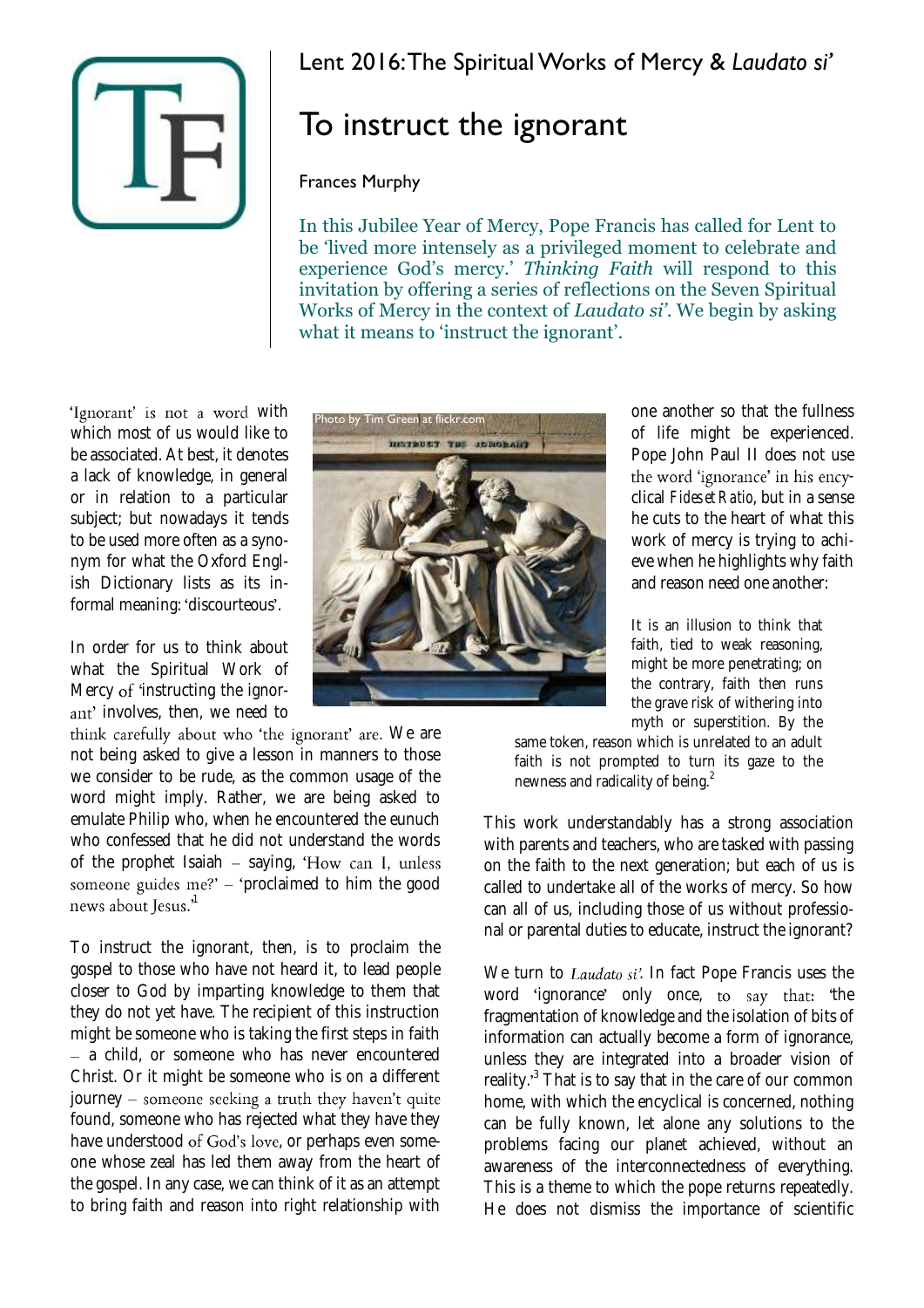Lent 2016: The Spiritual Works of Mercy & *Laudato si'*

# To instruct the ignorant

Frances Murphy

In this Jubilee Year of Mercy, Pope Francis has called for Lent to be 'lived more intensely as a privileged moment to celebrate and experience God's mercy.' *Thinking Faith* will respond to this invitation by offering a series of reflections on the Seven Spiritual Works of Mercy in the context of *Laudato si'*. We begin by asking what it means to 'instruct the ignorant'.

'Ignorant' is not a word with which most of us would like to be associated. At best, it denotes a lack of knowledge, in general or in relation to a particular subject; but nowadays it tends to be used more often as a synonym for what the Oxford English Dictionary lists as its informal meaning: 'discourteous'.

In order for us to think about what the Spiritual Work of Mercy of 'instructing the ignorant' involves, then, we need to think carefully about who 'the ignorant' are. We are not being asked to give a lesson in manners to those we consider to be rude, as the common usage of the word might imply. Rather, we are being asked to emulate Philip who, when he encountered the eunuch who confessed that he did not understand the words of the prophet Isaiah – saying, 'How can I, unless someone guides me?' – 'proclaimed to him the good news about Jesus.'[1]

Photo by Tim Green at flickr.com

To instruct the ignorant, then, is to proclaim the gospel to those who have not heard it, to lead people closer to God by imparting knowledge to them that they do not yet have. The recipient of this instruction might be someone who is taking the first steps in faith – a child, or someone who has never encountered Christ. Or it might be someone who is on a different journey – someone seeking a truth they haven't quite found, someone who has rejected what they have they have understood of God's love, or perhaps even someone whose zeal has led them away from the heart of the gospel. In any case, we can think of it as an attempt to bring faith and reason into right relationship with one another so that the fullness of life might be experienced. Pope John Paul II does not use the word 'ignorance' in his encyclical *Fides et Ratio*, but in a sense he cuts to the heart of what this work of mercy is trying to achieve when he highlights why faith and reason need one another:

> It is an illusion to think that faith, tied to weak reasoning, might be more penetrating; on the contrary, faith then runs the grave risk of withering into myth or superstition. By the same token, reason which is unrelated to an adult faith is not prompted to turn its gaze to the newness and radicality of being.[2]

This work understandably has a strong association with parents and teachers, who are tasked with passing on the faith to the next generation; but each of us is called to undertake all of the works of mercy. So how can all of us, including those of us without professional or parental duties to educate, instruct the ignorant?

We turn to *Laudato si'*. In fact Pope Francis uses the word 'ignorance' only once, to say that: 'the fragmentation of knowledge and the isolation of bits of information can actually become a form of ignorance, unless they are integrated into a broader vision of reality.'[3] That is to say that in the care of our common home, with which the encyclical is concerned, nothing can be fully known, let alone any solutions to the problems facing our planet achieved, without an awareness of the interconnectedness of everything. This is a theme to which the pope returns repeatedly. He does not dismiss the importance of scientific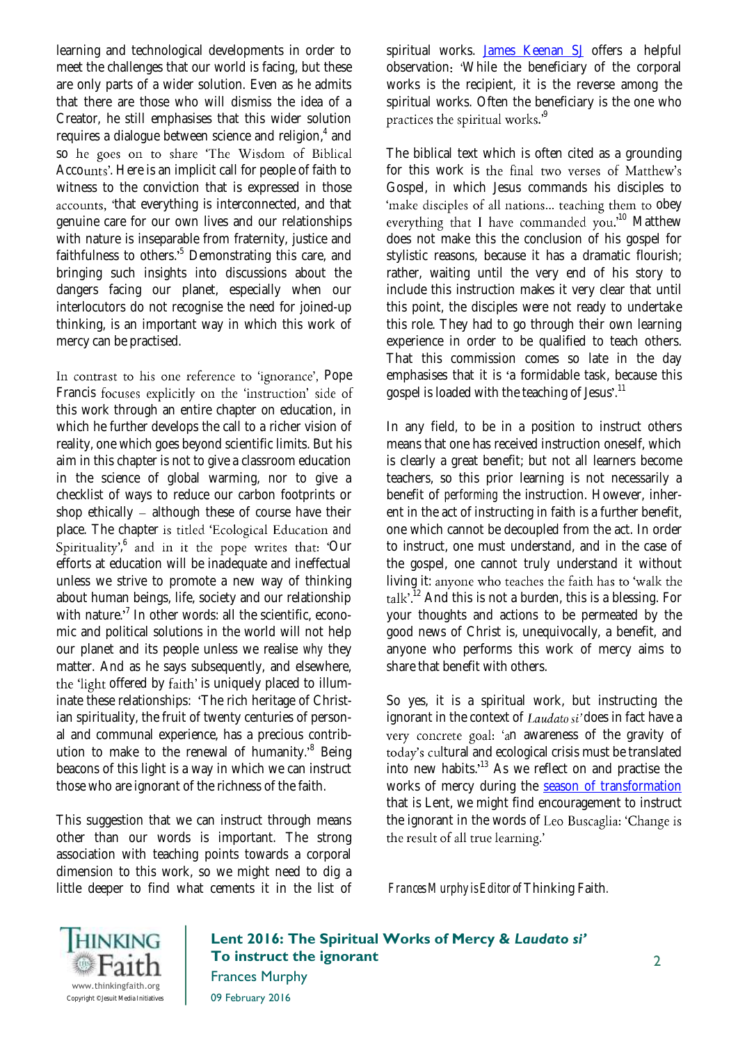learning and technological developments in order to meet the challenges that our world is facing, but these are only parts of a wider solution. Even as he admits that there are those who will dismiss the idea of a Creator, he still emphasises that this wider solution requires a dialogue between science and religion,[4] and so he goes on to share 'The Wisdom of Biblical Accounts'. Here is an implicit call for people of faith to witness to the conviction that is expressed in those accounts, 'that everything is interconnected, and that genuine care for our own lives and our relationships with nature is inseparable from fraternity, justice and faithfulness to others.'[5] Demonstrating this care, and bringing such insights into discussions about the dangers facing our planet, especially when our interlocutors do not recognise the need for joined-up thinking, is an important way in which this work of mercy can be practised.

In contrast to his one reference to 'ignorance', Pope Francis focuses explicitly on the 'instruction' side of this work through an entire chapter on education, in which he further develops the call to a richer vision of reality, one which goes beyond scientific limits. But his aim in this chapter is not to give a classroom education in the science of global warming, nor to give a checklist of ways to reduce our carbon footprints or shop ethically – although these of course have their place. The chapter is titled 'Ecological Education *and* Spirituality',[6] and in it the pope writes that: 'Our efforts at education will be inadequate and ineffectual unless we strive to promote a new way of thinking about human beings, life, society and our relationship with nature.'[7] In other words: all the scientific, economic and political solutions in the world will not help our planet and its people unless we realise *why* they matter. And as he says subsequently, and elsewhere, the 'light offered by faith' is uniquely placed to illuminate these relationships: 'The rich heritage of Christian spirituality, the fruit of twenty centuries of personal and communal experience, has a precious contribution to make to the renewal of humanity.'[8] Being beacons of this light is a way in which we can instruct those who are ignorant of the richness of the faith.

This suggestion that we can instruct through means other than our words is important. The strong association with teaching points towards a corporal dimension to this work, so we might need to dig a little deeper to find what cements it in the list of spiritual works. James Keenan SJ offers a helpful observation: 'While the beneficiary of the corporal works is the recipient, it is the reverse among the spiritual works. Often the beneficiary is the one who practices the spiritual works.'[9]

The biblical text which is often cited as a grounding for this work is the final two verses of Matthew's Gospel, in which Jesus commands his disciples to 'make disciples of all nations... teaching them to obey everything that I have commanded you.'[10] Matthew does not make this the conclusion of his gospel for stylistic reasons, because it has a dramatic flourish; rather, waiting until the very end of his story to include this instruction makes it very clear that until this point, the disciples were not ready to undertake this role. They had to go through their own learning experience in order to be qualified to teach others. That this commission comes so late in the day emphasises that it is 'a formidable task, because this gospel is loaded with the teaching of Jesus'.[11]

In any field, to be in a position to instruct others means that one has received instruction oneself, which is clearly a great benefit; but not all learners become teachers, so this prior learning is not necessarily a benefit of *performing* the instruction. However, inherent in the act of instructing in faith is a further benefit, one which cannot be decoupled from the act. In order to instruct, one must understand, and in the case of the gospel, one cannot truly understand it without living it: anyone who teaches the faith has to 'walk the talk'.[12] And this is not a burden, this is a blessing. For your thoughts and actions to be permeated by the good news of Christ is, unequivocally, a benefit, and anyone who performs this work of mercy aims to share that benefit with others.

So yes, it is a spiritual work, but instructing the ignorant in the context of *Laudato si'* does in fact have a very concrete goal: 'an awareness of the gravity of today's cultural and ecological crisis must be translated into new habits.'[13] As we reflect on and practise the works of mercy during the season of transformation that is Lent, we might find encouragement to instruct the ignorant in the words of Leo Buscaglia: 'Change is the result of all true learning.'

*Frances Murphy is Editor of* Thinking Faith.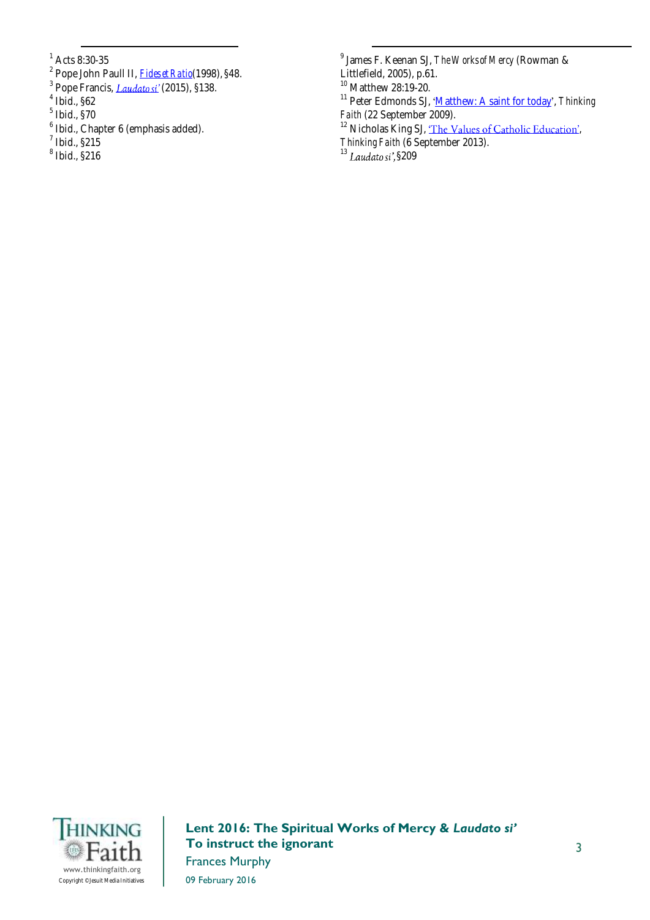[1] Acts 8:30-35

[2] Pope John Paull II, *Fides et Ratio* (1998), §48.

[3] Pope Francis, *Laudato si'* (2015), §138.

[4] Ibid., §62

[5] Ibid., §70

[6] Ibid., Chapter 6 (emphasis added).

[7] Ibid., §215

[8] Ibid., §216

[9] James F. Keenan SJ, *The Works of Mercy* (Rowman & Littlefield, 2005), p.61.

[10] Matthew 28:19-20.

[11] Peter Edmonds SJ, 'Matthew: A saint for today', *Thinking Faith* (22 September 2009).

[12] Nicholas King SJ, 'The Values of Catholic Education', *Thinking Faith* (6 September 2013).

[13] *Laudato si'*, §209